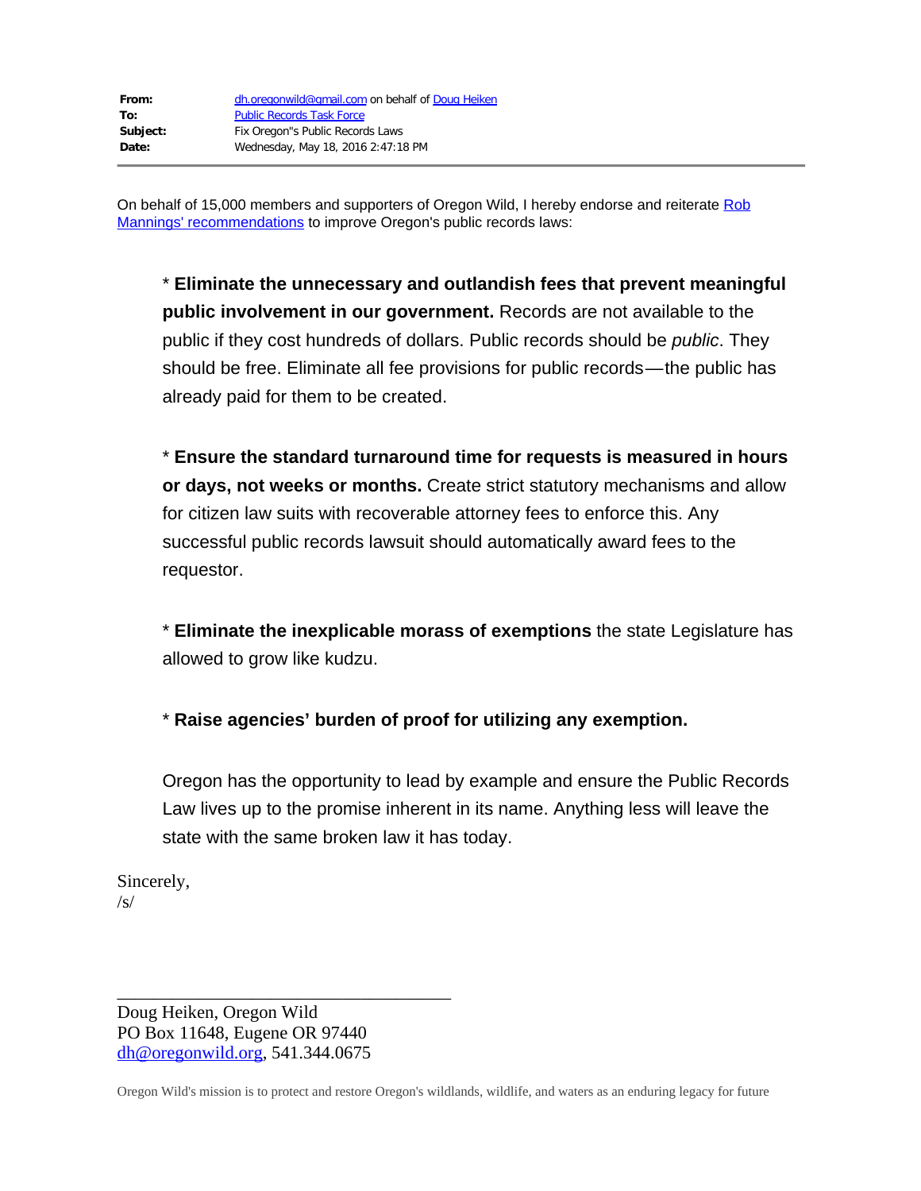| | |
|---|---|
| **From:** | dh.oregonwild@gmail.com on behalf of Doug Heiken |
| **To:** | Public Records Task Force |
| **Subject:** | Fix Oregon"s Public Records Laws |
| **Date:** | Wednesday, May 18, 2016 2:47:18 PM |

---

On behalf of 15,000 members and supporters of Oregon Wild, I hereby endorse and reiterate Rob Mannings' recommendations to improve Oregon's public records laws:

> * **Eliminate the unnecessary and outlandish fees that prevent meaningful public involvement in our government.** Records are not available to the public if they cost hundreds of dollars. Public records should be *public*. They should be free. Eliminate all fee provisions for public records—the public has already paid for them to be created.
>
> * **Ensure the standard turnaround time for requests is measured in hours or days, not weeks or months.** Create strict statutory mechanisms and allow for citizen law suits with recoverable attorney fees to enforce this. Any successful public records lawsuit should automatically award fees to the requestor.
>
> * **Eliminate the inexplicable morass of exemptions** the state Legislature has allowed to grow like kudzu.
>
> * **Raise agencies' burden of proof for utilizing any exemption.**
>
> Oregon has the opportunity to lead by example and ensure the Public Records Law lives up to the promise inherent in its name. Anything less will leave the state with the same broken law it has today.

Sincerely,
/s/

_______________________________________

Doug Heiken, Oregon Wild
PO Box 11648, Eugene OR 97440
dh@oregonwild.org, 541.344.0675

Oregon Wild's mission is to protect and restore Oregon's wildlands, wildlife, and waters as an enduring legacy for future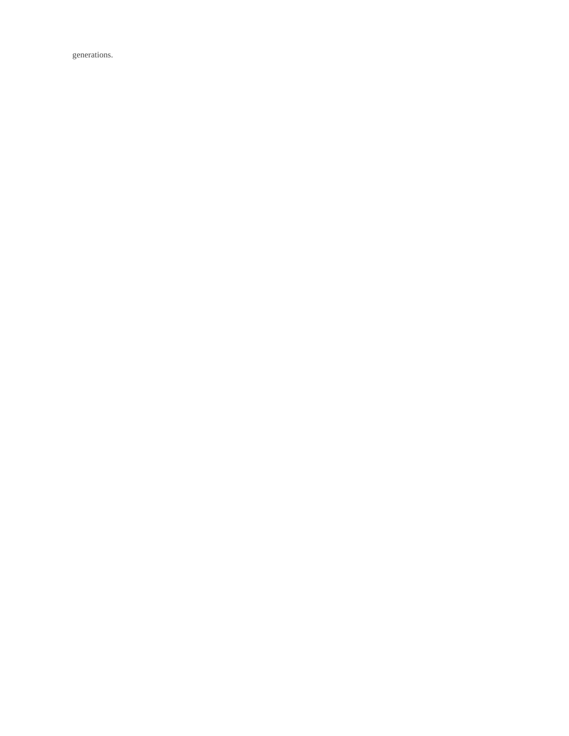generations.